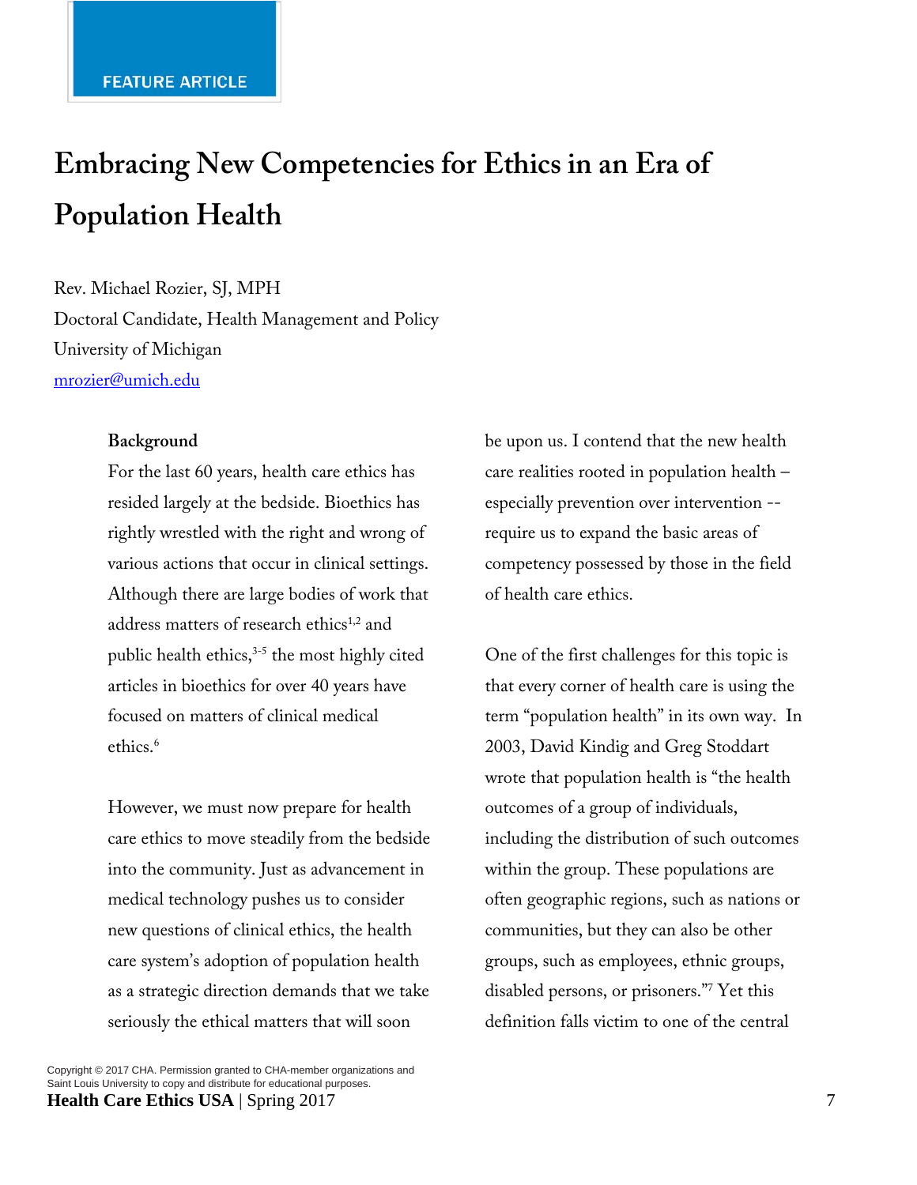FEATURE ARTICLE

# Embracing New Competencies for Ethics in an Era of Population Health

Rev. Michael Rozier, SJ, MPH
Doctoral Candidate, Health Management and Policy
University of Michigan
mrozier@umich.edu

## Background

For the last 60 years, health care ethics has resided largely at the bedside. Bioethics has rightly wrestled with the right and wrong of various actions that occur in clinical settings. Although there are large bodies of work that address matters of research ethics[1,2] and public health ethics,[3-5] the most highly cited articles in bioethics for over 40 years have focused on matters of clinical medical ethics.[6]

However, we must now prepare for health care ethics to move steadily from the bedside into the community. Just as advancement in medical technology pushes us to consider new questions of clinical ethics, the health care system's adoption of population health as a strategic direction demands that we take seriously the ethical matters that will soon be upon us. I contend that the new health care realities rooted in population health – especially prevention over intervention -- require us to expand the basic areas of competency possessed by those in the field of health care ethics.

One of the first challenges for this topic is that every corner of health care is using the term "population health" in its own way. In 2003, David Kindig and Greg Stoddart wrote that population health is "the health outcomes of a group of individuals, including the distribution of such outcomes within the group. These populations are often geographic regions, such as nations or communities, but they can also be other groups, such as employees, ethnic groups, disabled persons, or prisoners."[7] Yet this definition falls victim to one of the central

Copyright © 2017 CHA. Permission granted to CHA-member organizations and Saint Louis University to copy and distribute for educational purposes.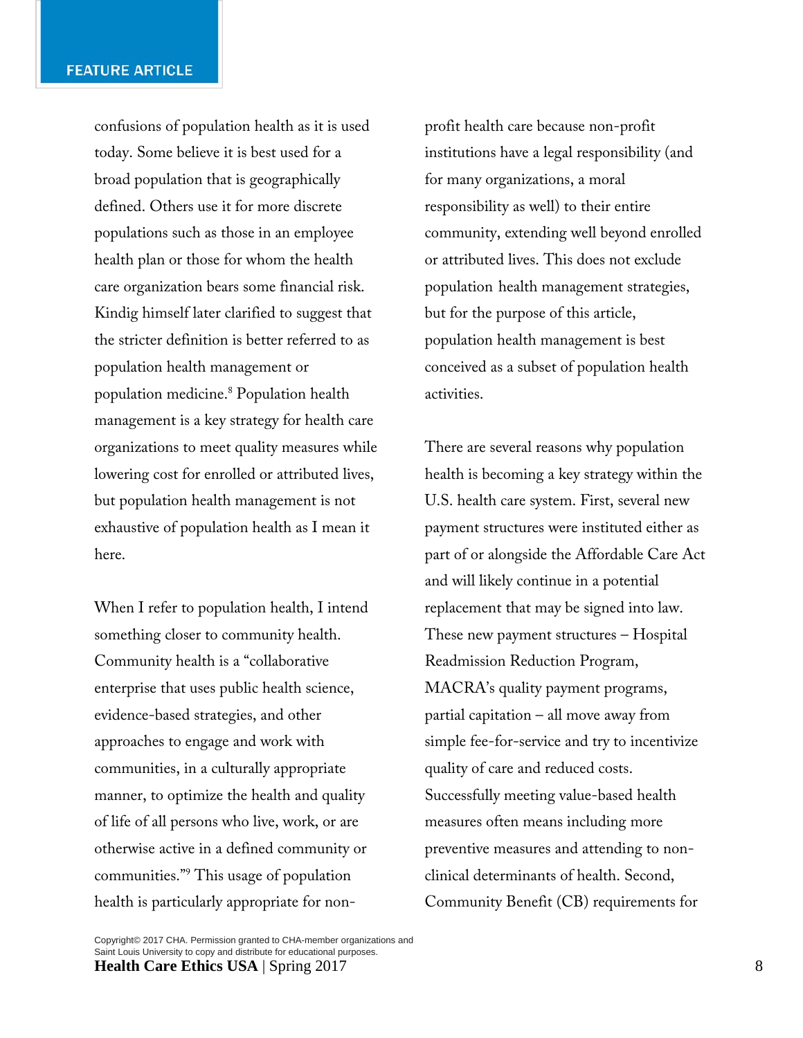confusions of population health as it is used today. Some believe it is best used for a broad population that is geographically defined. Others use it for more discrete populations such as those in an employee health plan or those for whom the health care organization bears some financial risk. Kindig himself later clarified to suggest that the stricter definition is better referred to as population health management or population medicine.[8] Population health management is a key strategy for health care organizations to meet quality measures while lowering cost for enrolled or attributed lives, but population health management is not exhaustive of population health as I mean it here.

When I refer to population health, I intend something closer to community health. Community health is a "collaborative enterprise that uses public health science, evidence-based strategies, and other approaches to engage and work with communities, in a culturally appropriate manner, to optimize the health and quality of life of all persons who live, work, or are otherwise active in a defined community or communities."[9] This usage of population health is particularly appropriate for non-profit health care because non-profit institutions have a legal responsibility (and for many organizations, a moral responsibility as well) to their entire community, extending well beyond enrolled or attributed lives. This does not exclude population health management strategies, but for the purpose of this article, population health management is best conceived as a subset of population health activities.

There are several reasons why population health is becoming a key strategy within the U.S. health care system. First, several new payment structures were instituted either as part of or alongside the Affordable Care Act and will likely continue in a potential replacement that may be signed into law. These new payment structures – Hospital Readmission Reduction Program, MACRA's quality payment programs, partial capitation – all move away from simple fee-for-service and try to incentivize quality of care and reduced costs. Successfully meeting value-based health measures often means including more preventive measures and attending to non-clinical determinants of health. Second, Community Benefit (CB) requirements for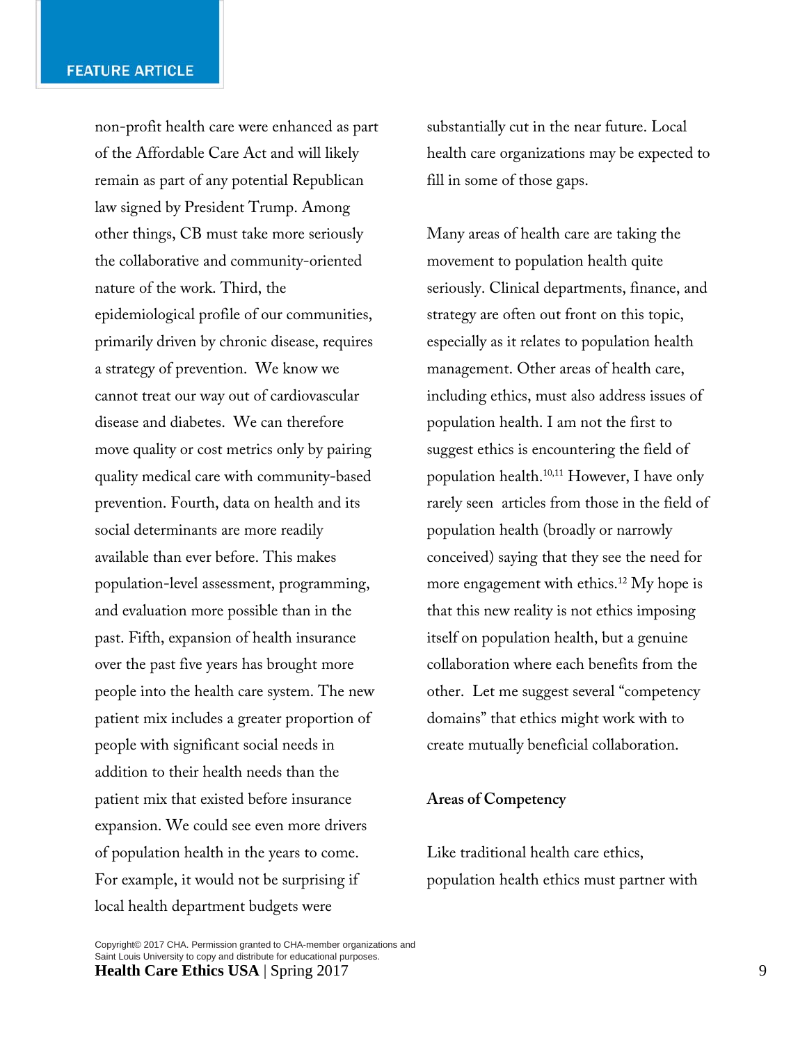non-profit health care were enhanced as part of the Affordable Care Act and will likely remain as part of any potential Republican law signed by President Trump. Among other things, CB must take more seriously the collaborative and community-oriented nature of the work. Third, the epidemiological profile of our communities, primarily driven by chronic disease, requires a strategy of prevention. We know we cannot treat our way out of cardiovascular disease and diabetes. We can therefore move quality or cost metrics only by pairing quality medical care with community-based prevention. Fourth, data on health and its social determinants are more readily available than ever before. This makes population-level assessment, programming, and evaluation more possible than in the past. Fifth, expansion of health insurance over the past five years has brought more people into the health care system. The new patient mix includes a greater proportion of people with significant social needs in addition to their health needs than the patient mix that existed before insurance expansion. We could see even more drivers of population health in the years to come. For example, it would not be surprising if local health department budgets were substantially cut in the near future. Local health care organizations may be expected to fill in some of those gaps.

Many areas of health care are taking the movement to population health quite seriously. Clinical departments, finance, and strategy are often out front on this topic, especially as it relates to population health management. Other areas of health care, including ethics, must also address issues of population health. I am not the first to suggest ethics is encountering the field of population health.[10,11] However, I have only rarely seen articles from those in the field of population health (broadly or narrowly conceived) saying that they see the need for more engagement with ethics.[12] My hope is that this new reality is not ethics imposing itself on population health, but a genuine collaboration where each benefits from the other. Let me suggest several "competency domains" that ethics might work with to create mutually beneficial collaboration.

## Areas of Competency

Like traditional health care ethics, population health ethics must partner with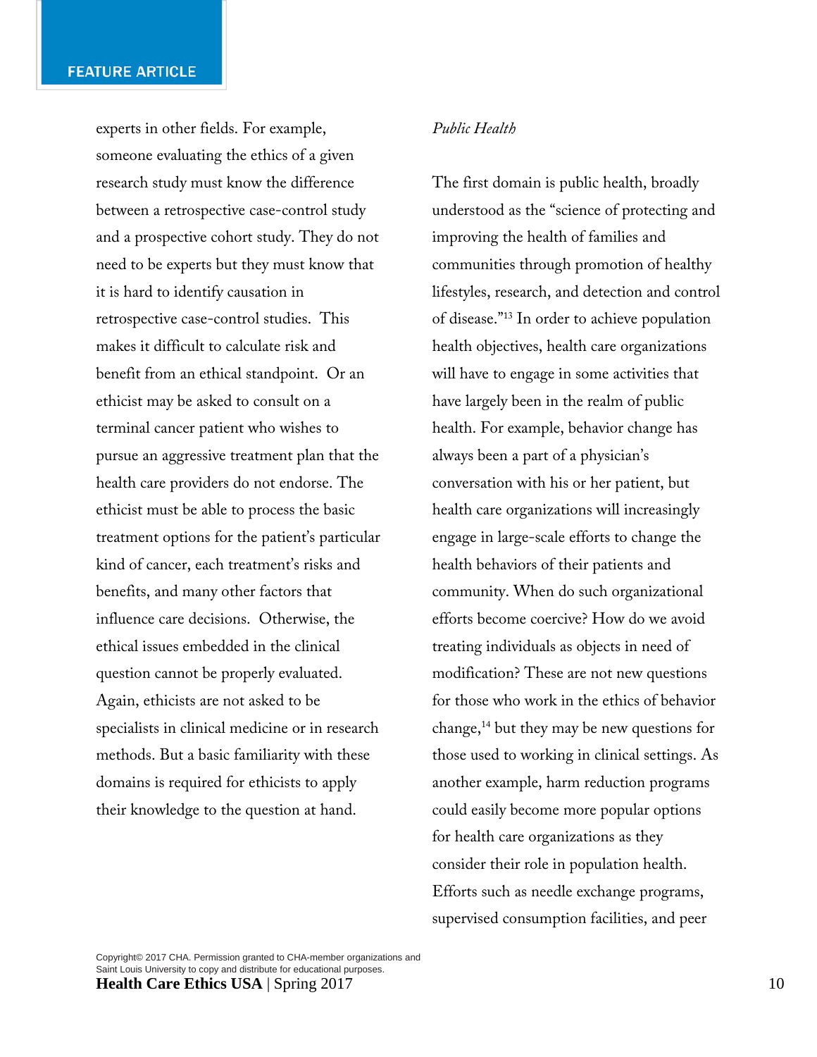experts in other fields. For example, someone evaluating the ethics of a given research study must know the difference between a retrospective case-control study and a prospective cohort study. They do not need to be experts but they must know that it is hard to identify causation in retrospective case-control studies. This makes it difficult to calculate risk and benefit from an ethical standpoint. Or an ethicist may be asked to consult on a terminal cancer patient who wishes to pursue an aggressive treatment plan that the health care providers do not endorse. The ethicist must be able to process the basic treatment options for the patient's particular kind of cancer, each treatment's risks and benefits, and many other factors that influence care decisions. Otherwise, the ethical issues embedded in the clinical question cannot be properly evaluated. Again, ethicists are not asked to be specialists in clinical medicine or in research methods. But a basic familiarity with these domains is required for ethicists to apply their knowledge to the question at hand.

*Public Health*

The first domain is public health, broadly understood as the "science of protecting and improving the health of families and communities through promotion of healthy lifestyles, research, and detection and control of disease."[13] In order to achieve population health objectives, health care organizations will have to engage in some activities that have largely been in the realm of public health. For example, behavior change has always been a part of a physician's conversation with his or her patient, but health care organizations will increasingly engage in large-scale efforts to change the health behaviors of their patients and community. When do such organizational efforts become coercive? How do we avoid treating individuals as objects in need of modification? These are not new questions for those who work in the ethics of behavior change,[14] but they may be new questions for those used to working in clinical settings. As another example, harm reduction programs could easily become more popular options for health care organizations as they consider their role in population health. Efforts such as needle exchange programs, supervised consumption facilities, and peer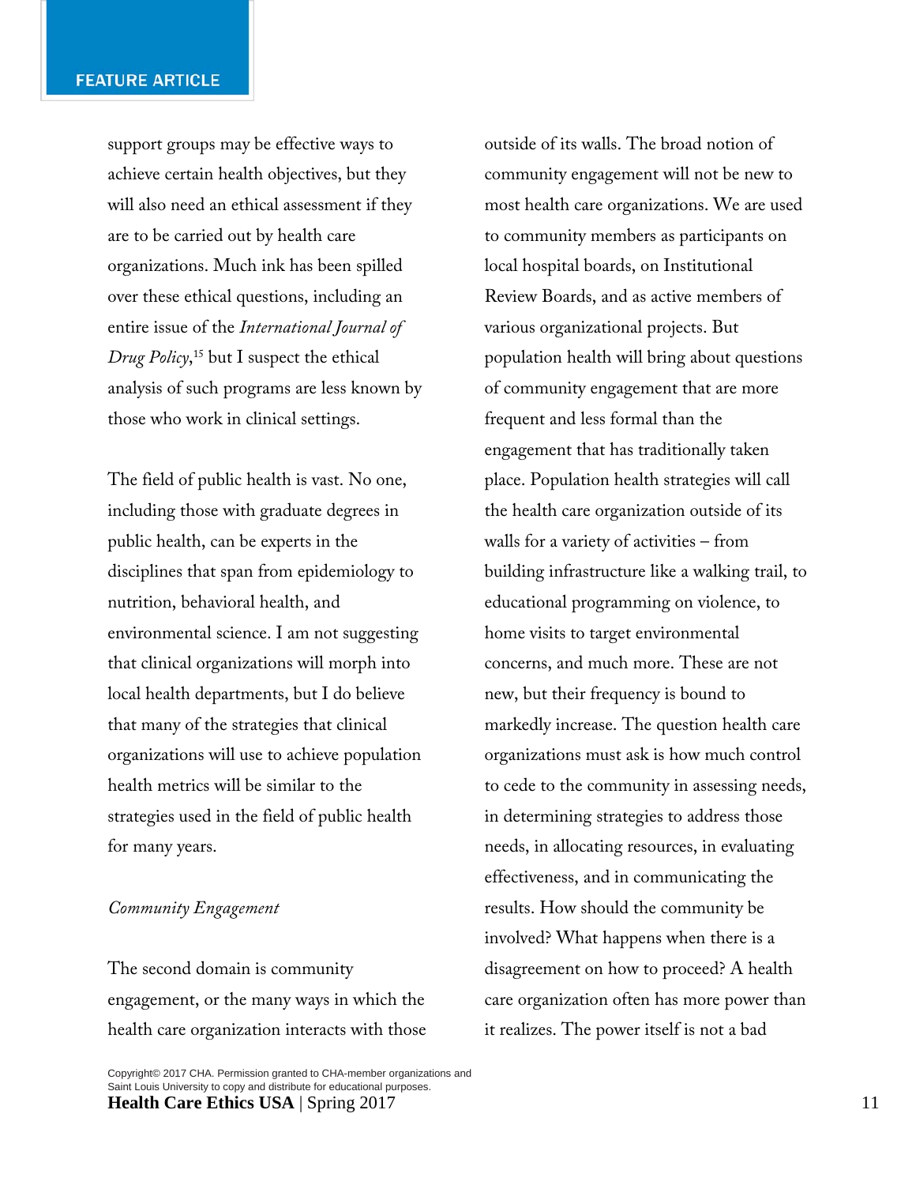support groups may be effective ways to achieve certain health objectives, but they will also need an ethical assessment if they are to be carried out by health care organizations. Much ink has been spilled over these ethical questions, including an entire issue of the *International Journal of Drug Policy*,[15] but I suspect the ethical analysis of such programs are less known by those who work in clinical settings.

The field of public health is vast. No one, including those with graduate degrees in public health, can be experts in the disciplines that span from epidemiology to nutrition, behavioral health, and environmental science. I am not suggesting that clinical organizations will morph into local health departments, but I do believe that many of the strategies that clinical organizations will use to achieve population health metrics will be similar to the strategies used in the field of public health for many years.

*Community Engagement*

The second domain is community engagement, or the many ways in which the health care organization interacts with those outside of its walls. The broad notion of community engagement will not be new to most health care organizations. We are used to community members as participants on local hospital boards, on Institutional Review Boards, and as active members of various organizational projects. But population health will bring about questions of community engagement that are more frequent and less formal than the engagement that has traditionally taken place. Population health strategies will call the health care organization outside of its walls for a variety of activities – from building infrastructure like a walking trail, to educational programming on violence, to home visits to target environmental concerns, and much more. These are not new, but their frequency is bound to markedly increase. The question health care organizations must ask is how much control to cede to the community in assessing needs, in determining strategies to address those needs, in allocating resources, in evaluating effectiveness, and in communicating the results. How should the community be involved? What happens when there is a disagreement on how to proceed? A health care organization often has more power than it realizes. The power itself is not a bad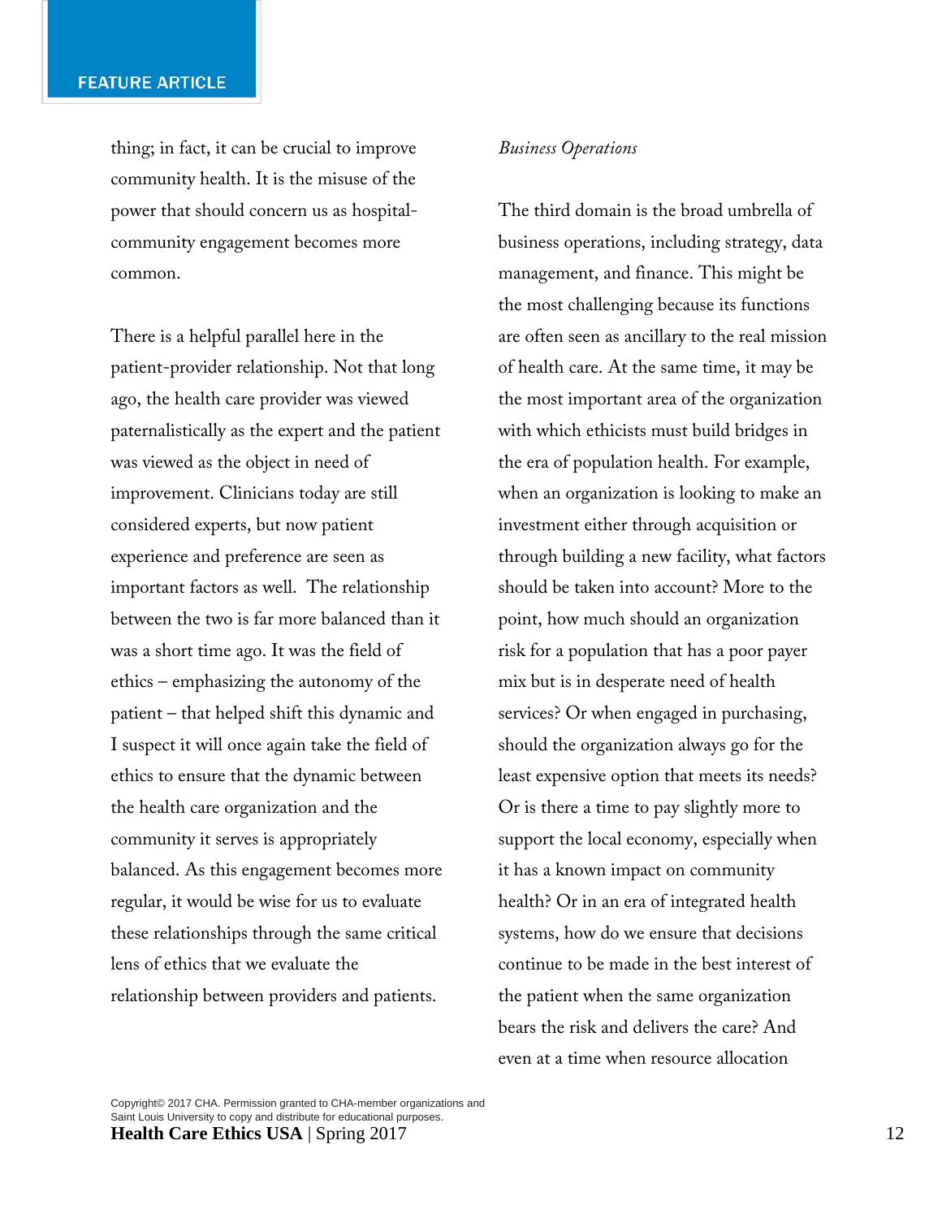thing; in fact, it can be crucial to improve community health. It is the misuse of the power that should concern us as hospital-community engagement becomes more common.

There is a helpful parallel here in the patient-provider relationship. Not that long ago, the health care provider was viewed paternalistically as the expert and the patient was viewed as the object in need of improvement. Clinicians today are still considered experts, but now patient experience and preference are seen as important factors as well. The relationship between the two is far more balanced than it was a short time ago. It was the field of ethics – emphasizing the autonomy of the patient – that helped shift this dynamic and I suspect it will once again take the field of ethics to ensure that the dynamic between the health care organization and the community it serves is appropriately balanced. As this engagement becomes more regular, it would be wise for us to evaluate these relationships through the same critical lens of ethics that we evaluate the relationship between providers and patients.

*Business Operations*

The third domain is the broad umbrella of business operations, including strategy, data management, and finance. This might be the most challenging because its functions are often seen as ancillary to the real mission of health care. At the same time, it may be the most important area of the organization with which ethicists must build bridges in the era of population health. For example, when an organization is looking to make an investment either through acquisition or through building a new facility, what factors should be taken into account? More to the point, how much should an organization risk for a population that has a poor payer mix but is in desperate need of health services? Or when engaged in purchasing, should the organization always go for the least expensive option that meets its needs? Or is there a time to pay slightly more to support the local economy, especially when it has a known impact on community health? Or in an era of integrated health systems, how do we ensure that decisions continue to be made in the best interest of the patient when the same organization bears the risk and delivers the care? And even at a time when resource allocation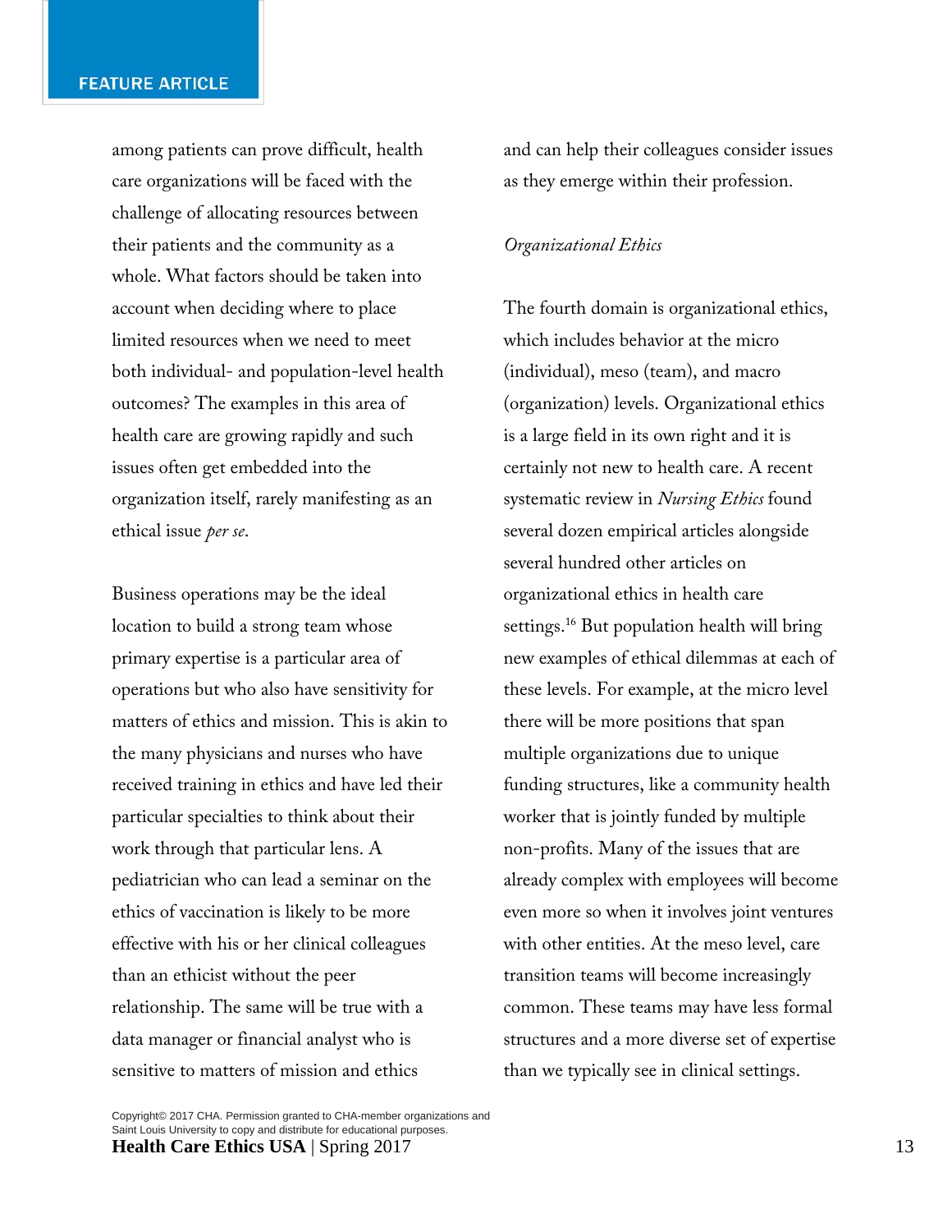among patients can prove difficult, health care organizations will be faced with the challenge of allocating resources between their patients and the community as a whole. What factors should be taken into account when deciding where to place limited resources when we need to meet both individual- and population-level health outcomes? The examples in this area of health care are growing rapidly and such issues often get embedded into the organization itself, rarely manifesting as an ethical issue *per se*.

Business operations may be the ideal location to build a strong team whose primary expertise is a particular area of operations but who also have sensitivity for matters of ethics and mission. This is akin to the many physicians and nurses who have received training in ethics and have led their particular specialties to think about their work through that particular lens. A pediatrician who can lead a seminar on the ethics of vaccination is likely to be more effective with his or her clinical colleagues than an ethicist without the peer relationship. The same will be true with a data manager or financial analyst who is sensitive to matters of mission and ethics and can help their colleagues consider issues as they emerge within their profession.

*Organizational Ethics*

The fourth domain is organizational ethics, which includes behavior at the micro (individual), meso (team), and macro (organization) levels. Organizational ethics is a large field in its own right and it is certainly not new to health care. A recent systematic review in *Nursing Ethics* found several dozen empirical articles alongside several hundred other articles on organizational ethics in health care settings.[16] But population health will bring new examples of ethical dilemmas at each of these levels. For example, at the micro level there will be more positions that span multiple organizations due to unique funding structures, like a community health worker that is jointly funded by multiple non-profits. Many of the issues that are already complex with employees will become even more so when it involves joint ventures with other entities. At the meso level, care transition teams will become increasingly common. These teams may have less formal structures and a more diverse set of expertise than we typically see in clinical settings.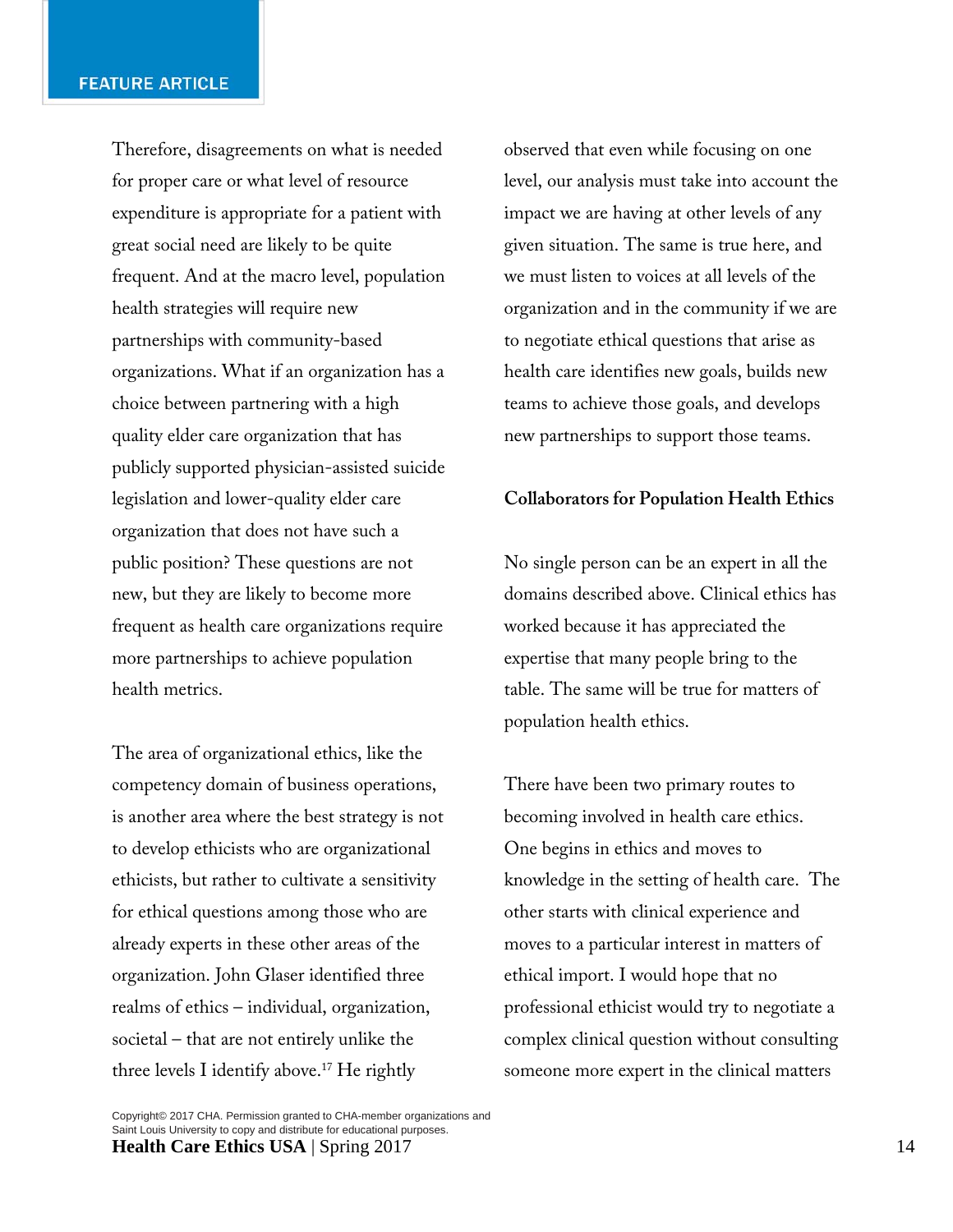Therefore, disagreements on what is needed for proper care or what level of resource expenditure is appropriate for a patient with great social need are likely to be quite frequent. And at the macro level, population health strategies will require new partnerships with community-based organizations. What if an organization has a choice between partnering with a high quality elder care organization that has publicly supported physician-assisted suicide legislation and lower-quality elder care organization that does not have such a public position? These questions are not new, but they are likely to become more frequent as health care organizations require more partnerships to achieve population health metrics.

The area of organizational ethics, like the competency domain of business operations, is another area where the best strategy is not to develop ethicists who are organizational ethicists, but rather to cultivate a sensitivity for ethical questions among those who are already experts in these other areas of the organization. John Glaser identified three realms of ethics – individual, organization, societal – that are not entirely unlike the three levels I identify above.[17] He rightly observed that even while focusing on one level, our analysis must take into account the impact we are having at other levels of any given situation. The same is true here, and we must listen to voices at all levels of the organization and in the community if we are to negotiate ethical questions that arise as health care identifies new goals, builds new teams to achieve those goals, and develops new partnerships to support those teams.

**Collaborators for Population Health Ethics**

No single person can be an expert in all the domains described above. Clinical ethics has worked because it has appreciated the expertise that many people bring to the table. The same will be true for matters of population health ethics.

There have been two primary routes to becoming involved in health care ethics. One begins in ethics and moves to knowledge in the setting of health care. The other starts with clinical experience and moves to a particular interest in matters of ethical import. I would hope that no professional ethicist would try to negotiate a complex clinical question without consulting someone more expert in the clinical matters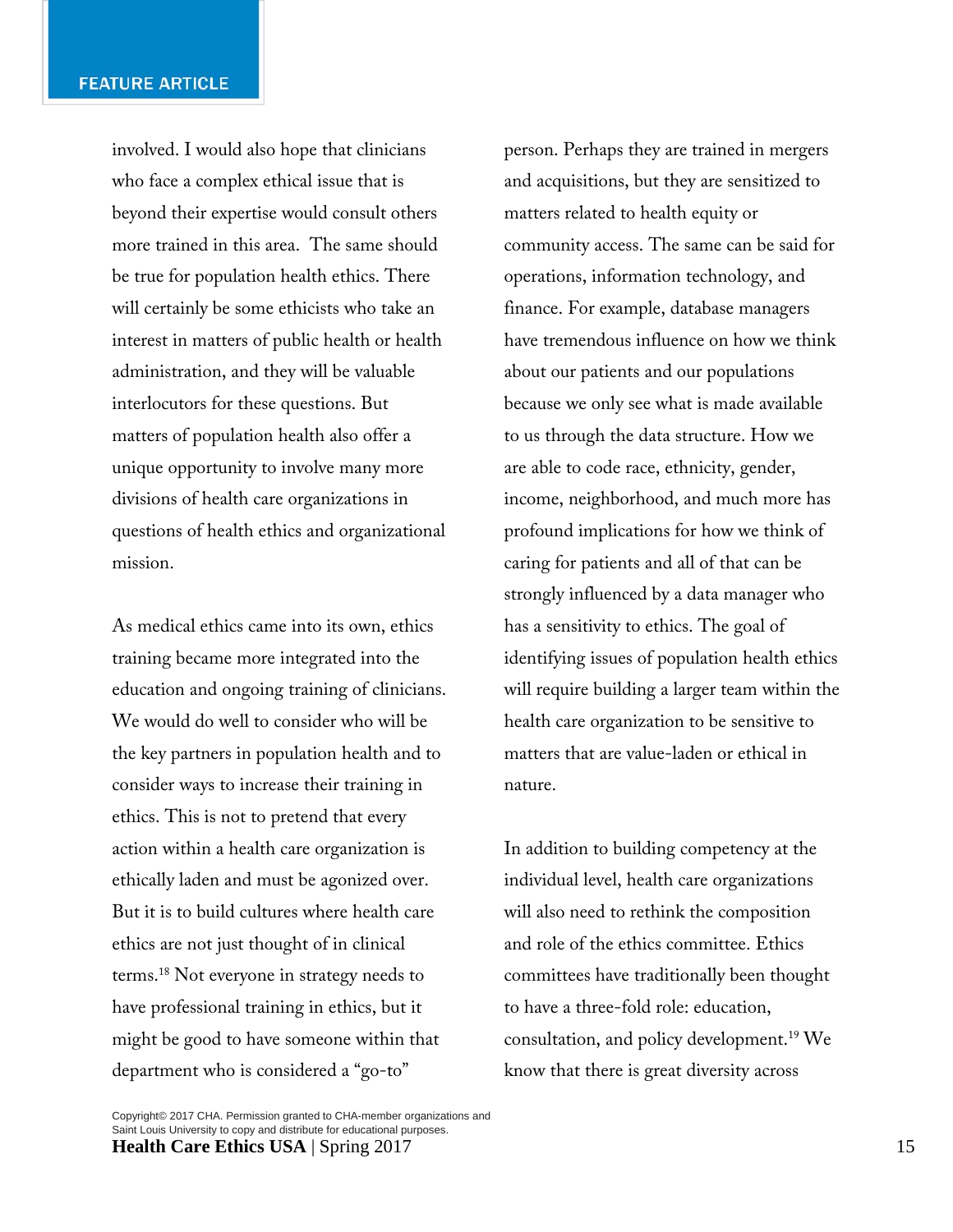involved. I would also hope that clinicians who face a complex ethical issue that is beyond their expertise would consult others more trained in this area. The same should be true for population health ethics. There will certainly be some ethicists who take an interest in matters of public health or health administration, and they will be valuable interlocutors for these questions. But matters of population health also offer a unique opportunity to involve many more divisions of health care organizations in questions of health ethics and organizational mission.

As medical ethics came into its own, ethics training became more integrated into the education and ongoing training of clinicians. We would do well to consider who will be the key partners in population health and to consider ways to increase their training in ethics. This is not to pretend that every action within a health care organization is ethically laden and must be agonized over. But it is to build cultures where health care ethics are not just thought of in clinical terms.[18] Not everyone in strategy needs to have professional training in ethics, but it might be good to have someone within that department who is considered a "go-to" person. Perhaps they are trained in mergers and acquisitions, but they are sensitized to matters related to health equity or community access. The same can be said for operations, information technology, and finance. For example, database managers have tremendous influence on how we think about our patients and our populations because we only see what is made available to us through the data structure. How we are able to code race, ethnicity, gender, income, neighborhood, and much more has profound implications for how we think of caring for patients and all of that can be strongly influenced by a data manager who has a sensitivity to ethics. The goal of identifying issues of population health ethics will require building a larger team within the health care organization to be sensitive to matters that are value-laden or ethical in nature.

In addition to building competency at the individual level, health care organizations will also need to rethink the composition and role of the ethics committee. Ethics committees have traditionally been thought to have a three-fold role: education, consultation, and policy development.[19] We know that there is great diversity across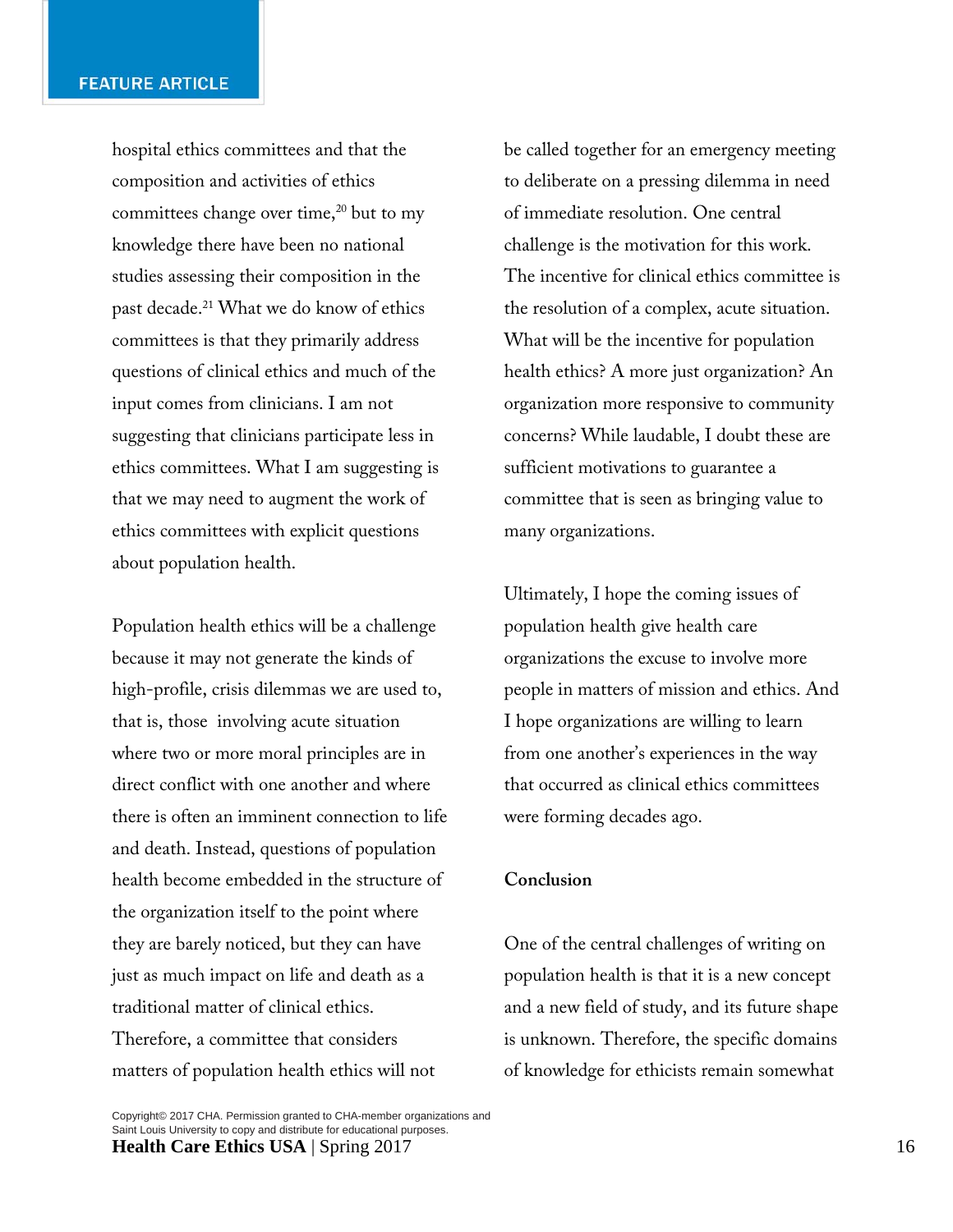hospital ethics committees and that the composition and activities of ethics committees change over time,[20] but to my knowledge there have been no national studies assessing their composition in the past decade.[21] What we do know of ethics committees is that they primarily address questions of clinical ethics and much of the input comes from clinicians. I am not suggesting that clinicians participate less in ethics committees. What I am suggesting is that we may need to augment the work of ethics committees with explicit questions about population health.

Population health ethics will be a challenge because it may not generate the kinds of high-profile, crisis dilemmas we are used to, that is, those involving acute situation where two or more moral principles are in direct conflict with one another and where there is often an imminent connection to life and death. Instead, questions of population health become embedded in the structure of the organization itself to the point where they are barely noticed, but they can have just as much impact on life and death as a traditional matter of clinical ethics. Therefore, a committee that considers matters of population health ethics will not be called together for an emergency meeting to deliberate on a pressing dilemma in need of immediate resolution. One central challenge is the motivation for this work. The incentive for clinical ethics committee is the resolution of a complex, acute situation. What will be the incentive for population health ethics? A more just organization? An organization more responsive to community concerns? While laudable, I doubt these are sufficient motivations to guarantee a committee that is seen as bringing value to many organizations.

Ultimately, I hope the coming issues of population health give health care organizations the excuse to involve more people in matters of mission and ethics. And I hope organizations are willing to learn from one another's experiences in the way that occurred as clinical ethics committees were forming decades ago.

**Conclusion**

One of the central challenges of writing on population health is that it is a new concept and a new field of study, and its future shape is unknown. Therefore, the specific domains of knowledge for ethicists remain somewhat

Copyright© 2017 CHA. Permission granted to CHA-member organizations and Saint Louis University to copy and distribute for educational purposes.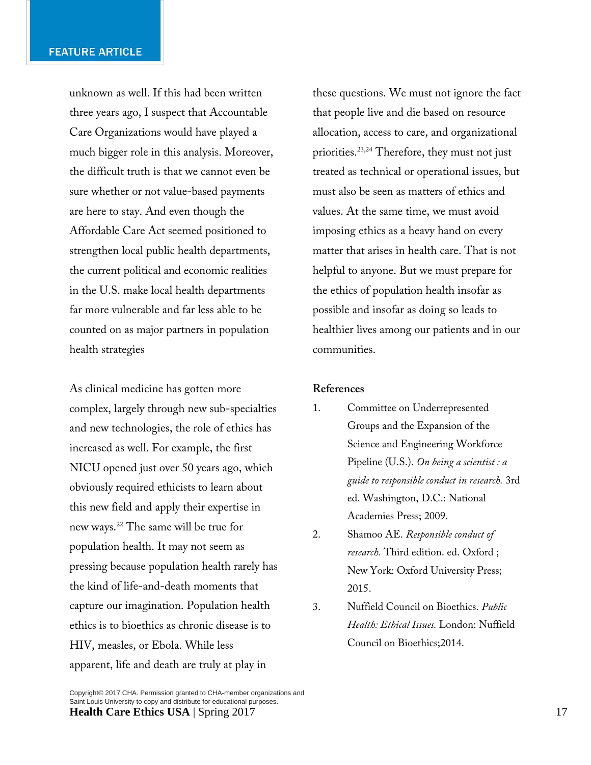unknown as well. If this had been written three years ago, I suspect that Accountable Care Organizations would have played a much bigger role in this analysis. Moreover, the difficult truth is that we cannot even be sure whether or not value-based payments are here to stay. And even though the Affordable Care Act seemed positioned to strengthen local public health departments, the current political and economic realities in the U.S. make local health departments far more vulnerable and far less able to be counted on as major partners in population health strategies

As clinical medicine has gotten more complex, largely through new sub-specialties and new technologies, the role of ethics has increased as well. For example, the first NICU opened just over 50 years ago, which obviously required ethicists to learn about this new field and apply their expertise in new ways.[22] The same will be true for population health. It may not seem as pressing because population health rarely has the kind of life-and-death moments that capture our imagination. Population health ethics is to bioethics as chronic disease is to HIV, measles, or Ebola. While less apparent, life and death are truly at play in these questions. We must not ignore the fact that people live and die based on resource allocation, access to care, and organizational priorities.[23,24] Therefore, they must not just treated as technical or operational issues, but must also be seen as matters of ethics and values. At the same time, we must avoid imposing ethics as a heavy hand on every matter that arises in health care. That is not helpful to anyone. But we must prepare for the ethics of population health insofar as possible and insofar as doing so leads to healthier lives among our patients and in our communities.

**References**

1. Committee on Underrepresented Groups and the Expansion of the Science and Engineering Workforce Pipeline (U.S.). *On being a scientist : a guide to responsible conduct in research.* 3rd ed. Washington, D.C.: National Academies Press; 2009.
2. Shamoo AE. *Responsible conduct of research.* Third edition. ed. Oxford ; New York: Oxford University Press; 2015.
3. Nuffield Council on Bioethics. *Public Health: Ethical Issues.* London: Nuffield Council on Bioethics;2014.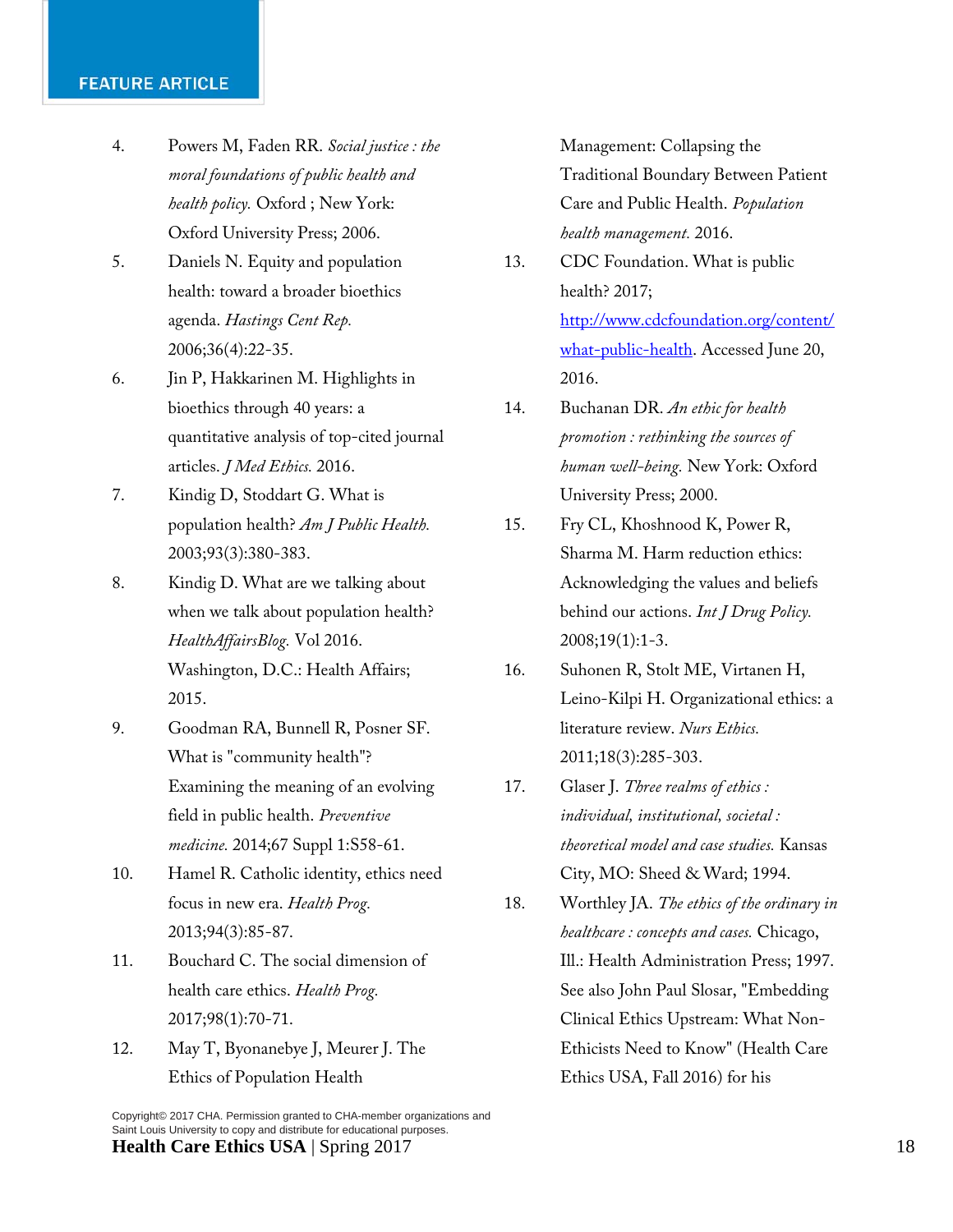4. Powers M, Faden RR. *Social justice : the moral foundations of public health and health policy.* Oxford ; New York: Oxford University Press; 2006.
5. Daniels N. Equity and population health: toward a broader bioethics agenda. *Hastings Cent Rep.* 2006;36(4):22-35.
6. Jin P, Hakkarinen M. Highlights in bioethics through 40 years: a quantitative analysis of top-cited journal articles. *J Med Ethics.* 2016.
7. Kindig D, Stoddart G. What is population health? *Am J Public Health.* 2003;93(3):380-383.
8. Kindig D. What are we talking about when we talk about population health? *HealthAffairsBlog.* Vol 2016. Washington, D.C.: Health Affairs; 2015.
9. Goodman RA, Bunnell R, Posner SF. What is "community health"? Examining the meaning of an evolving field in public health. *Preventive medicine.* 2014;67 Suppl 1:S58-61.
10. Hamel R. Catholic identity, ethics need focus in new era. *Health Prog.* 2013;94(3):85-87.
11. Bouchard C. The social dimension of health care ethics. *Health Prog.* 2017;98(1):70-71.
12. May T, Byonanebye J, Meurer J. The Ethics of Population Health Management: Collapsing the Traditional Boundary Between Patient Care and Public Health. *Population health management.* 2016.
13. CDC Foundation. What is public health? 2017; [http://www.cdcfoundation.org/content/what-public-health](http://www.cdcfoundation.org/content/what-public-health). Accessed June 20, 2016.
14. Buchanan DR. *An ethic for health promotion : rethinking the sources of human well-being.* New York: Oxford University Press; 2000.
15. Fry CL, Khoshnood K, Power R, Sharma M. Harm reduction ethics: Acknowledging the values and beliefs behind our actions. *Int J Drug Policy.* 2008;19(1):1-3.
16. Suhonen R, Stolt ME, Virtanen H, Leino-Kilpi H. Organizational ethics: a literature review. *Nurs Ethics.* 2011;18(3):285-303.
17. Glaser J. *Three realms of ethics : individual, institutional, societal : theoretical model and case studies.* Kansas City, MO: Sheed & Ward; 1994.
18. Worthley JA. *The ethics of the ordinary in healthcare : concepts and cases.* Chicago, Ill.: Health Administration Press; 1997. See also John Paul Slosar, "Embedding Clinical Ethics Upstream: What Non-Ethicists Need to Know" (Health Care Ethics USA, Fall 2016) for his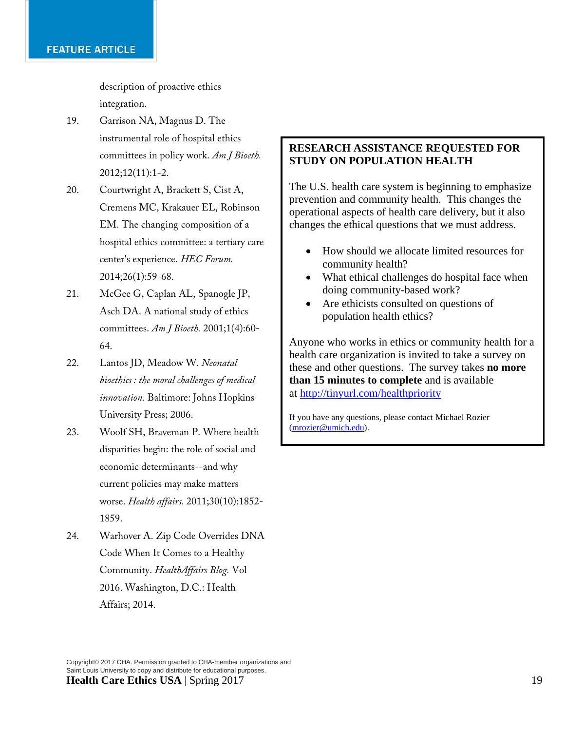description of proactive ethics integration.

19. Garrison NA, Magnus D. The instrumental role of hospital ethics committees in policy work. *Am J Bioeth.* 2012;12(11):1-2.
20. Courtwright A, Brackett S, Cist A, Cremens MC, Krakauer EL, Robinson EM. The changing composition of a hospital ethics committee: a tertiary care center's experience. *HEC Forum.* 2014;26(1):59-68.
21. McGee G, Caplan AL, Spanogle JP, Asch DA. A national study of ethics committees. *Am J Bioeth.* 2001;1(4):60-64.
22. Lantos JD, Meadow W. *Neonatal bioethics : the moral challenges of medical innovation.* Baltimore: Johns Hopkins University Press; 2006.
23. Woolf SH, Braveman P. Where health disparities begin: the role of social and economic determinants--and why current policies may make matters worse. *Health affairs.* 2011;30(10):1852-1859.
24. Warhover A. Zip Code Overrides DNA Code When It Comes to a Healthy Community. *HealthAffairs Blog.* Vol 2016. Washington, D.C.: Health Affairs; 2014.

**RESEARCH ASSISTANCE REQUESTED FOR STUDY ON POPULATION HEALTH**

The U.S. health care system is beginning to emphasize prevention and community health. This changes the operational aspects of health care delivery, but it also changes the ethical questions that we must address.

- How should we allocate limited resources for community health?
- What ethical challenges do hospital face when doing community-based work?
- Are ethicists consulted on questions of population health ethics?

Anyone who works in ethics or community health for a health care organization is invited to take a survey on these and other questions. The survey takes **no more than 15 minutes to complete** and is available at http://tinyurl.com/healthpriority

If you have any questions, please contact Michael Rozier (mrozier@umich.edu).

Copyright© 2017 CHA. Permission granted to CHA-member organizations and Saint Louis University to copy and distribute for educational purposes.